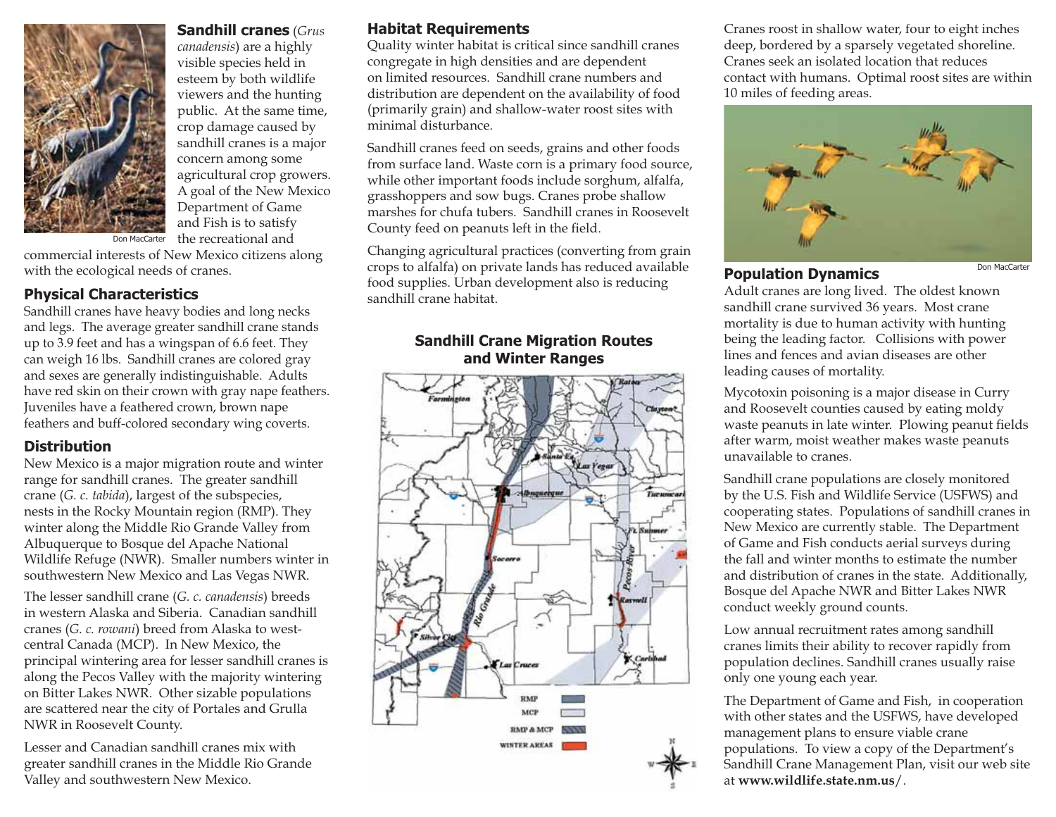**Sandhill cranes** (*Grus canadensis*) are a highly visible species held in esteem by both wildlife viewers and the hunting public. At the same time, crop damage caused by sandhill cranes is a major concern among some agricultural crop growers. A goal of the New Mexico Department of Game and Fish is to satisfy the recreational and commercial interests of New Mexico citizens along with the ecological needs of cranes.

Don MacCarter

## Physical Characteristics

Sandhill cranes have heavy bodies and long necks and legs. The average greater sandhill crane stands up to 3.9 feet and has a wingspan of 6.6 feet. They can weigh 16 lbs. Sandhill cranes are colored gray and sexes are generally indistinguishable. Adults have red skin on their crown with gray nape feathers. Juveniles have a feathered crown, brown nape feathers and buff-colored secondary wing coverts.

## Distribution

New Mexico is a major migration route and winter range for sandhill cranes. The greater sandhill crane (*G. c. tabida*), largest of the subspecies, nests in the Rocky Mountain region (RMP). They winter along the Middle Rio Grande Valley from Albuquerque to Bosque del Apache National Wildlife Refuge (NWR). Smaller numbers winter in southwestern New Mexico and Las Vegas NWR.

The lesser sandhill crane (*G. c. canadensis*) breeds in western Alaska and Siberia. Canadian sandhill cranes (*G. c. rowani*) breed from Alaska to west-central Canada (MCP). In New Mexico, the principal wintering area for lesser sandhill cranes is along the Pecos Valley with the majority wintering on Bitter Lakes NWR. Other sizable populations are scattered near the city of Portales and Grulla NWR in Roosevelt County.

Lesser and Canadian sandhill cranes mix with greater sandhill cranes in the Middle Rio Grande Valley and southwestern New Mexico.

## Habitat Requirements

Quality winter habitat is critical since sandhill cranes congregate in high densities and are dependent on limited resources. Sandhill crane numbers and distribution are dependent on the availability of food (primarily grain) and shallow-water roost sites with minimal disturbance.

Sandhill cranes feed on seeds, grains and other foods from surface land. Waste corn is a primary food source, while other important foods include sorghum, alfalfa, grasshoppers and sow bugs. Cranes probe shallow marshes for chufa tubers. Sandhill cranes in Roosevelt County feed on peanuts left in the field.

Changing agricultural practices (converting from grain crops to alfalfa) on private lands has reduced available food supplies. Urban development also is reducing sandhill crane habitat.

**Sandhill Crane Migration Routes and Winter Ranges**

Cranes roost in shallow water, four to eight inches deep, bordered by a sparsely vegetated shoreline. Cranes seek an isolated location that reduces contact with humans. Optimal roost sites are within 10 miles of feeding areas.

Don MacCarter

## Population Dynamics

Adult cranes are long lived. The oldest known sandhill crane survived 36 years. Most crane mortality is due to human activity with hunting being the leading factor. Collisions with power lines and fences and avian diseases are other leading causes of mortality.

Mycotoxin poisoning is a major disease in Curry and Roosevelt counties caused by eating moldy waste peanuts in late winter. Plowing peanut fields after warm, moist weather makes waste peanuts unavailable to cranes.

Sandhill crane populations are closely monitored by the U.S. Fish and Wildlife Service (USFWS) and cooperating states. Populations of sandhill cranes in New Mexico are currently stable. The Department of Game and Fish conducts aerial surveys during the fall and winter months to estimate the number and distribution of cranes in the state. Additionally, Bosque del Apache NWR and Bitter Lakes NWR conduct weekly ground counts.

Low annual recruitment rates among sandhill cranes limits their ability to recover rapidly from population declines. Sandhill cranes usually raise only one young each year.

The Department of Game and Fish, in cooperation with other states and the USFWS, have developed management plans to ensure viable crane populations. To view a copy of the Department's Sandhill Crane Management Plan, visit our web site at **www.wildlife.state.nm.us/**.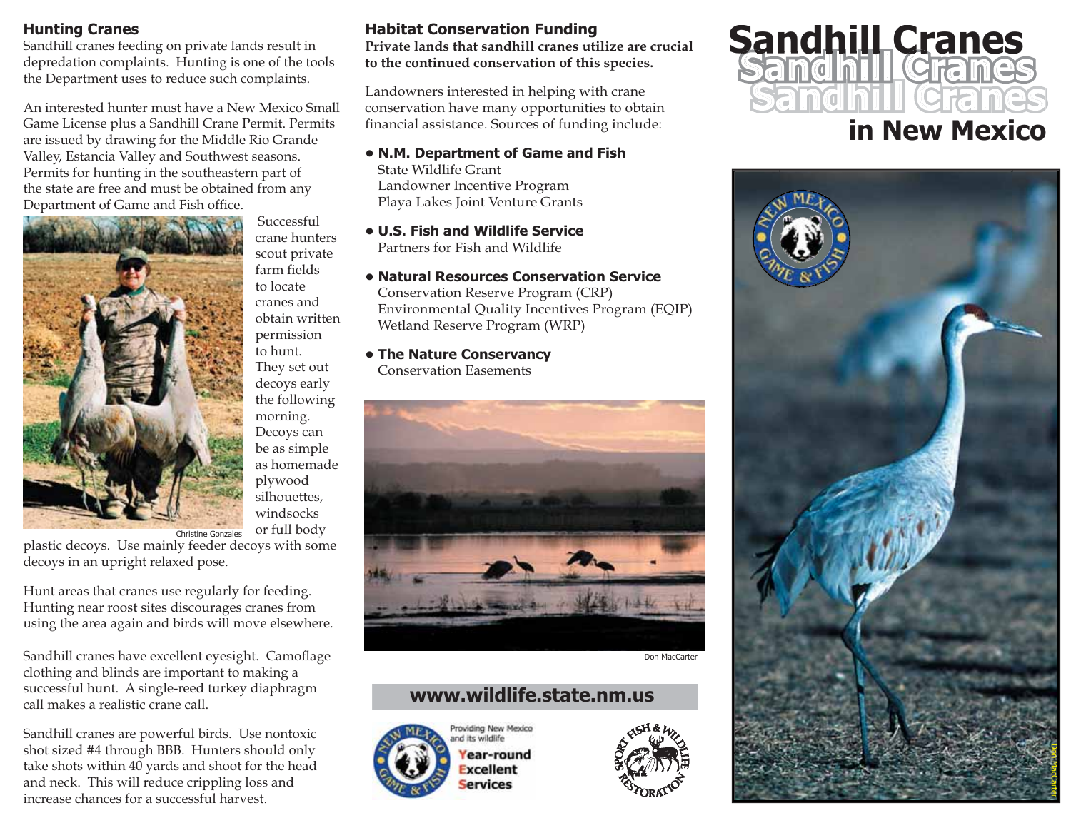## Hunting Cranes

Sandhill cranes feeding on private lands result in depredation complaints. Hunting is one of the tools the Department uses to reduce such complaints.

An interested hunter must have a New Mexico Small Game License plus a Sandhill Crane Permit. Permits are issued by drawing for the Middle Rio Grande Valley, Estancia Valley and Southwest seasons. Permits for hunting in the southeastern part of the state are free and must be obtained from any Department of Game and Fish office.

Christine Gonzales

Successful crane hunters scout private farm fields to locate cranes and obtain written permission to hunt. They set out decoys early the following morning. Decoys can be as simple as homemade plywood silhouettes, windsocks or full body plastic decoys. Use mainly feeder decoys with some decoys in an upright relaxed pose.

Hunt areas that cranes use regularly for feeding. Hunting near roost sites discourages cranes from using the area again and birds will move elsewhere.

Sandhill cranes have excellent eyesight. Camoflage clothing and blinds are important to making a successful hunt. A single-reed turkey diaphragm call makes a realistic crane call.

Sandhill cranes are powerful birds. Use nontoxic shot sized #4 through BBB. Hunters should only take shots within 40 yards and shoot for the head and neck. This will reduce crippling loss and increase chances for a successful harvest.

## Habitat Conservation Funding

**Private lands that sandhill cranes utilize are crucial to the continued conservation of this species.**

Landowners interested in helping with crane conservation have many opportunities to obtain financial assistance. Sources of funding include:

- **N.M. Department of Game and Fish**
  State Wildlife Grant
  Landowner Incentive Program
  Playa Lakes Joint Venture Grants
- **U.S. Fish and Wildlife Service**
  Partners for Fish and Wildlife
- **Natural Resources Conservation Service**
  Conservation Reserve Program (CRP)
  Environmental Quality Incentives Program (EQIP)
  Wetland Reserve Program (WRP)
- **The Nature Conservancy**
  Conservation Easements

Don MacCarter

**www.wildlife.state.nm.us**

Providing New Mexico and its wildlife
**Y**ear-round
**E**xcellent
**S**ervices

# Sandhill Cranes in New Mexico

Don MacCarter